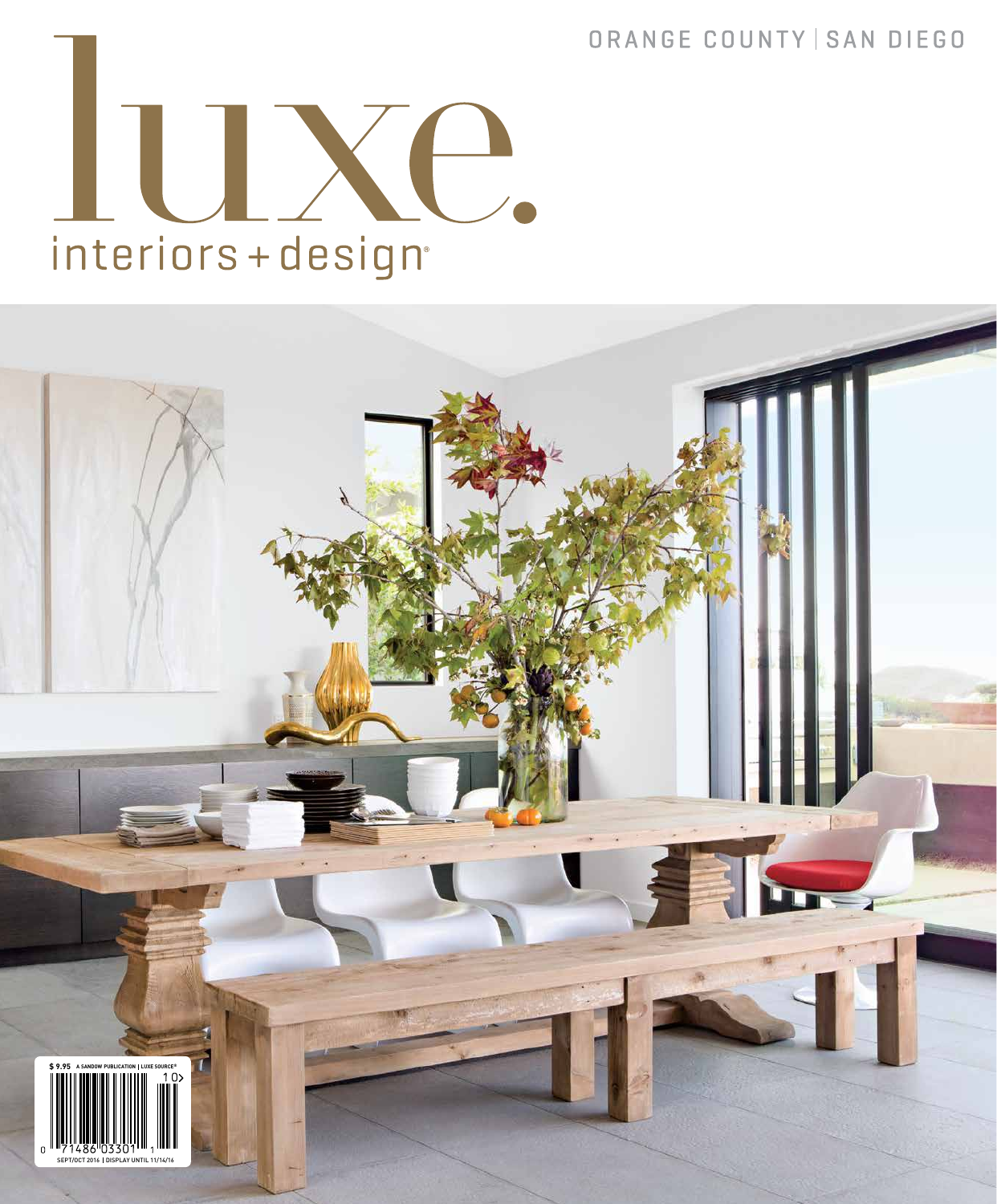ORANGE COUNTY | SAN DIEGO

# luxe.

interiors + design®

$ 9.95 A SANDOW PUBLICATION | LUXE SOURCE®

SEPT/OCT 2016 | DISPLAY UNTIL 11/14/16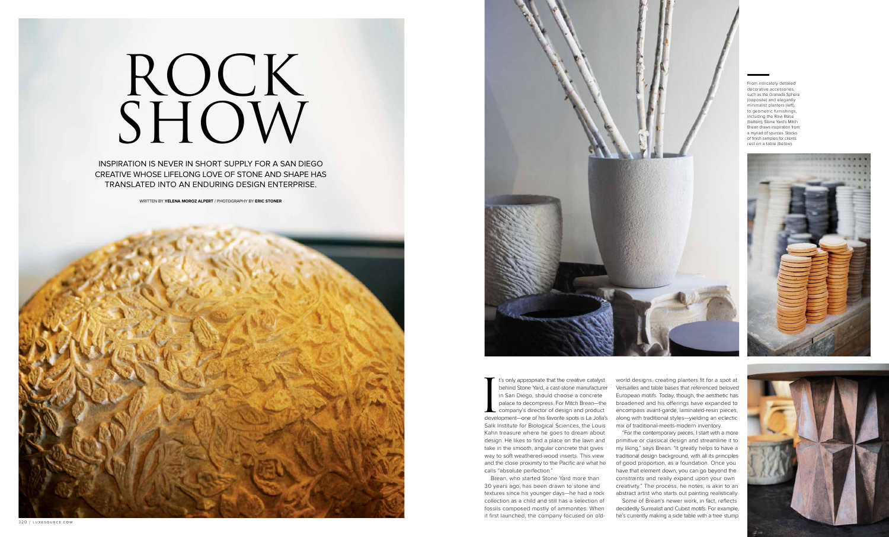# ROCK SHOW

INSPIRATION IS NEVER IN SHORT SUPPLY FOR A SAN DIEGO CREATIVE WHOSE LIFELONG LOVE OF STONE AND SHAPE HAS TRANSLATED INTO AN ENDURING DESIGN ENTERPRISE.

WRITTEN BY **YELENA MOROZ ALPERT** / PHOTOGRAPHY BY **ERIC STONER**

From intricately detailed decorative accessories, such as the Granada Sphere (opposite) and elegantly minimalist planters (left), to geometric furnishings, including the Ravi Base (bottom), Stone Yard's Mitch Brean draws inspiration from a myriad of sources. Stacks of finish samples for clients rest on a table (below).

It's only appropriate that the creative catalyst behind Stone Yard, a cast-stone manufacturer in San Diego, should choose a concrete palace to decompress. For Mitch Brean—the company's director of design and product development—one of his favorite spots is La Jolla's Salk Institute for Biological Sciences, the Louis Kahn treasure where he goes to dream about design. He likes to find a place on the lawn and take in the smooth, angular concrete that gives way to soft weathered-wood inserts. This view and the close proximity to the Pacific are what he calls "absolute perfection."

Brean, who started Stone Yard more than 30 years ago, has been drawn to stone and textures since his younger days—he had a rock collection as a child and still has a selection of fossils composed mostly of ammonites. When it first launched, the company focused on old-world designs, creating planters fit for a spot at Versailles and table bases that referenced beloved European motifs. Today, though, the aesthetic has broadened and his offerings have expanded to encompass avant-garde, laminated-resin pieces, along with traditional styles—yielding an eclectic mix of traditional-meets-modern inventory.

"For the contemporary pieces, I start with a more primitive or classical design and streamline it to my liking," says Brean. "It greatly helps to have a traditional design background, with all its principles of good proportion, as a foundation. Once you have that element down, you can go beyond the constraints and really expand upon your own creativity." The process, he notes, is akin to an abstract artist who starts out painting realistically.

Some of Brean's newer work, in fact, reflects decidedly Surrealist and Cubist motifs. For example, he's currently making a side table with a tree stump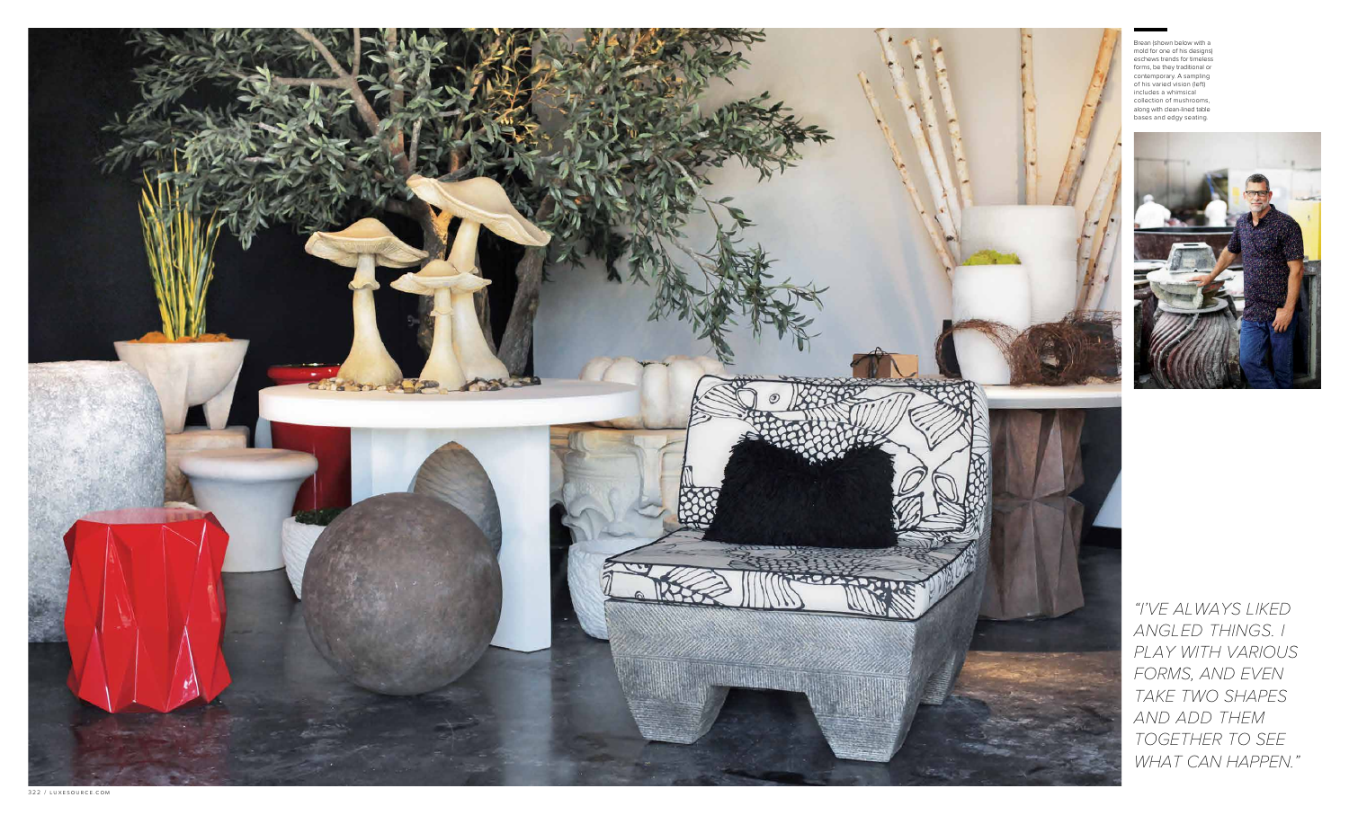Brean (shown below with a mold for one of his designs) eschews trends for timeless forms, be they traditional or contemporary. A sampling of his varied vision (left) includes a whimsical collection of mushrooms, along with clean-lined table bases and edgy seating.

*"I'VE ALWAYS LIKED ANGLED THINGS. I PLAY WITH VARIOUS FORMS, AND EVEN TAKE TWO SHAPES AND ADD THEM TOGETHER TO SEE WHAT CAN HAPPEN."*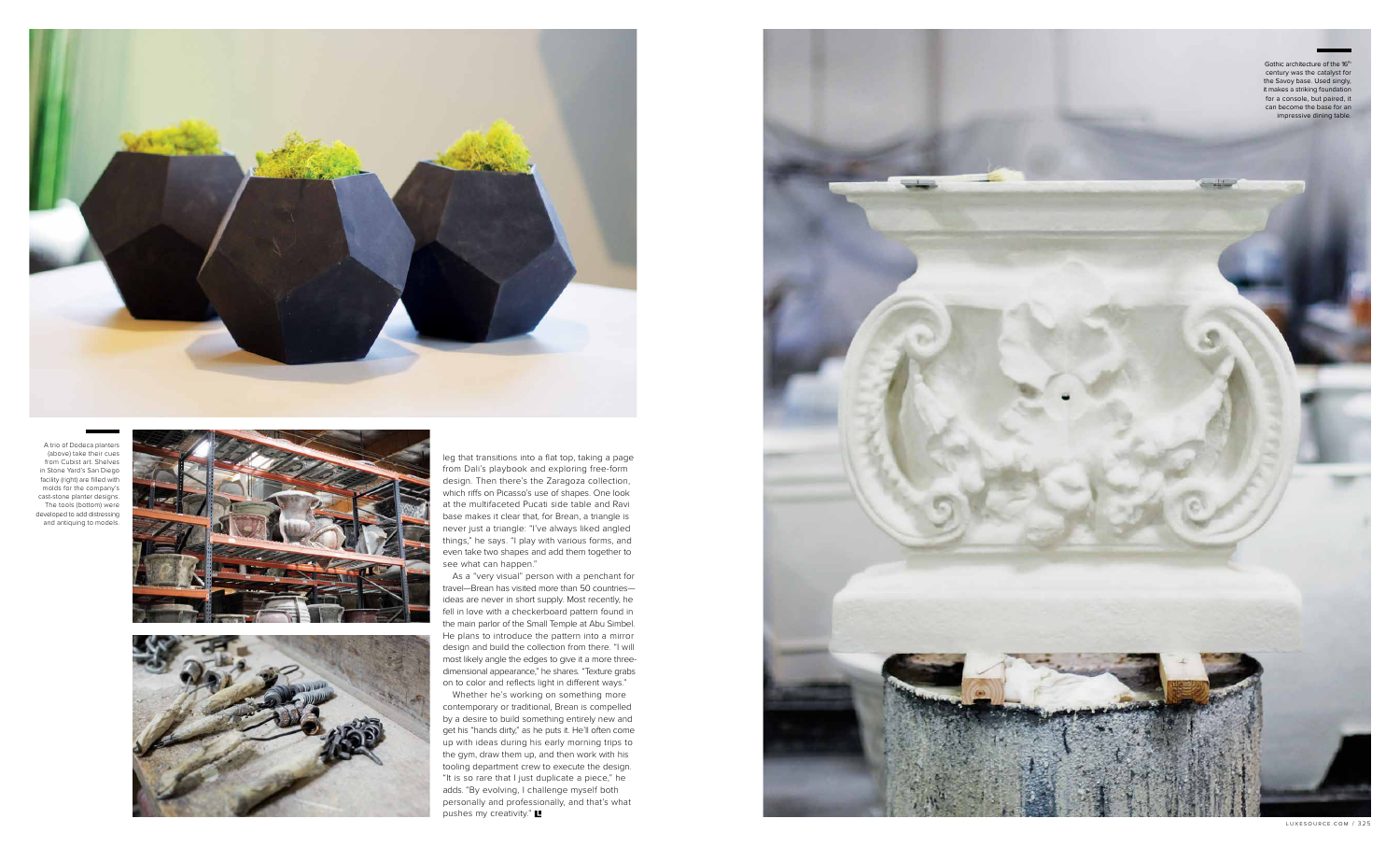A trio of Dodeca planters (above) take their cues from Cubist art. Shelves in Stone Yard's San Diego facility (right) are filled with molds for the company's cast-stone planter designs. The tools (bottom) were developed to add distressing and antiquing to models.

leg that transitions into a flat top, taking a page from Dali's playbook and exploring free-form design. Then there's the Zaragoza collection, which riffs on Picasso's use of shapes. One look at the multifaceted Pucati side table and Ravi base makes it clear that, for Brean, a triangle is never just a triangle: "I've always liked angled things," he says. "I play with various forms, and even take two shapes and add them together to see what can happen."

As a "very visual" person with a penchant for travel—Brean has visited more than 50 countries—ideas are never in short supply. Most recently, he fell in love with a checkerboard pattern found in the main parlor of the Small Temple at Abu Simbel. He plans to introduce the pattern into a mirror design and build the collection from there. "I will most likely angle the edges to give it a more three-dimensional appearance," he shares. "Texture grabs on to color and reflects light in different ways."

Whether he's working on something more contemporary or traditional, Brean is compelled by a desire to build something entirely new and get his "hands dirty," as he puts it. He'll often come up with ideas during his early morning trips to the gym, draw them up, and then work with his tooling department crew to execute the design. "It is so rare that I just duplicate a piece," he adds. "By evolving, I challenge myself both personally and professionally, and that's what pushes my creativity."

Gothic architecture of the 16th century was the catalyst for the Savoy base. Used singly, it makes a striking foundation for a console, but paired, it can become the base for an impressive dining table.